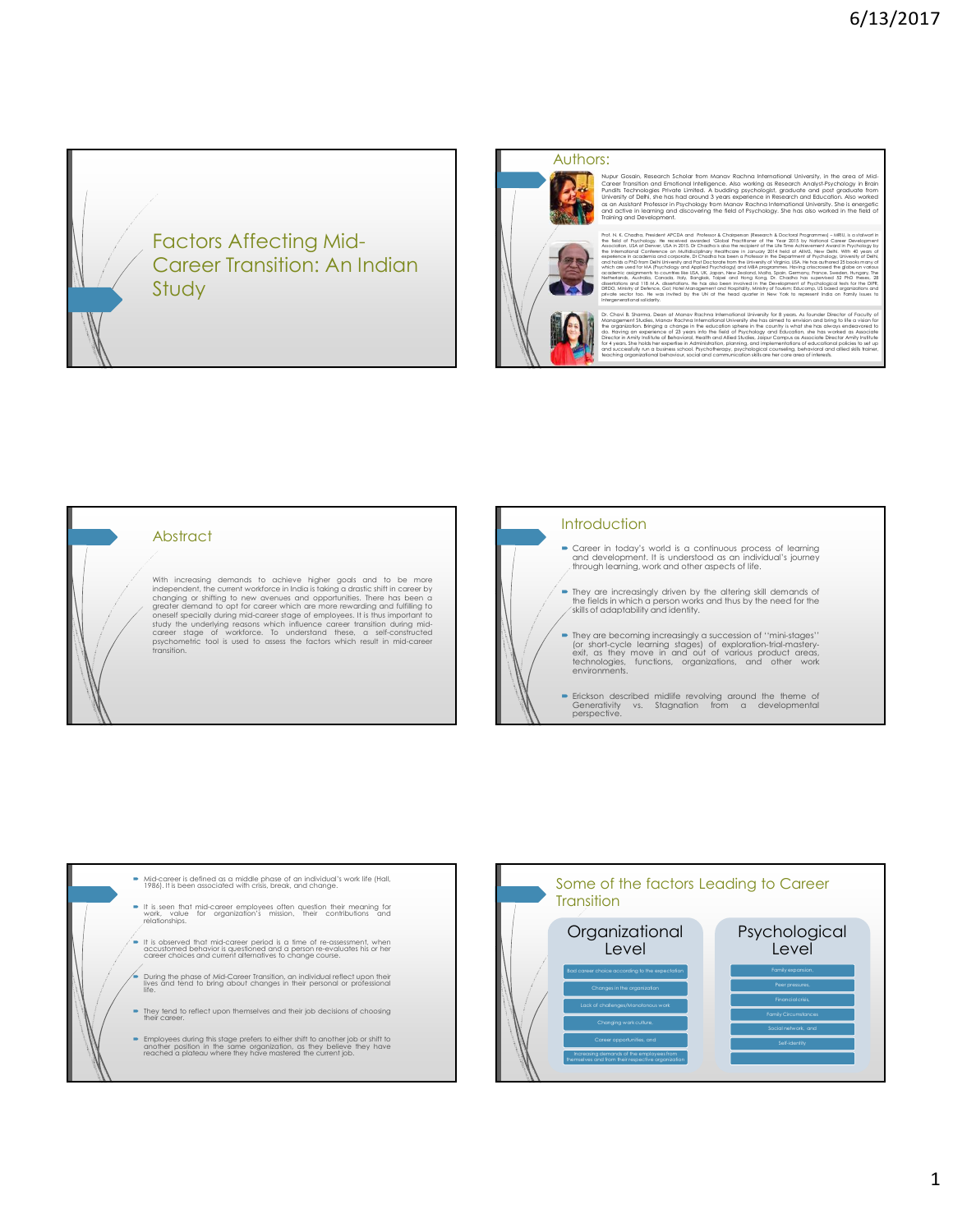# Factors Affecting Mid-Career Transition: An Indian Study

## Authors:

Nupur Gosain, Research Scholar from Manav Rachna International University, in the area of Mid-Career Transition and Emotional Intelligence. Also working as Research Analyst-Psychology in Brain Pundits Technologies Private Limited. A budding psychologist, graduate and post graduate from University of Delhi, she has had around 3 years experience in Research and Education. Also worked as an Assistant Professor in Psychology from Manav Rachna International University. She is energetic and active in learning and discovering the field of Psychology. She has also worked in the field of Training and Development.

Prof. N. K. Chadha, President APCDA and Professor & Chairperson (Research & Doctoral Programmes) – MRIU, is a stalwart in the field of Psychology. He received awarded 'Global Practitioner of the Year 2015 by National Career Development Association, USA at Denver, USA in 2015. Dr Chadha is also the recipient of the Life Time Achievement Award in Psychology by the International Conference on Multidisciplinary Healthcare in January 2014 held at AIIMS, New Delhi. With 40 years of experience in academia and corporate, Dr Chadha has been a Professor in the Department of Psychology, University of Delhi, and holds a PhD from Delhi University and Post Doctorate from the University of Virginia, USA. He has authored 25 books many of which are used for MA (Psychology and Applied Psychology) and MBA programmes. Having crisscrossed the globe on various academic assignments to countries like USA, UK, Japan, New Zealand, Malta, Spain, Germany, France, Sweden, Hungary, The Netherlands, Australia, Canada, Italy, Bangkok, Taipei and Hong Kong, Dr. Chadha has supervised 52 PhD theses, 28 dissertations and 118 M.A. dissertations. He has also been involved in the Development of Psychological tests for the DIPR, DRDO, Ministry of Defence, Govt. Hotel Management and Hospitality, Ministry of Tourism; Educomp, US based organizations and private sector too. He was invited by the UN at the head quarter in New York to represent India on Family Issues to Intergenerational solidarity.

Dr. Chavi B. Sharma, Dean at Manav Rachna International University for 8 years. As founder Director of Faculty of Management Studies, Manav Rachna International University she has aimed to envision and bring to life a vision for the organization. Bringing a change in the education sphere in the country is what she has always endeavored to do. Having an experience of 23 years into the field of Psychology and Education, she has worked as Associate Director in Amity Institute of Behavioral, Health and Allied Studies, Jaipur Campus as Associate Director Amity Institute for 4 years. She holds her expertise in Administration, planning, and implementations of educational policies to set up and successfully run a business school. Psychotherapy, psychological counseling, behavioral and allied skills trainer, teaching organizational behaviour, social and communication skills are her core area of interests.

## Abstract

With increasing demands to achieve higher goals and to be more independent, the current workforce in India is taking a drastic shift in career by changing or shifting to new avenues and opportunities. There has been a greater demand to opt for career which are more rewarding and fulfilling to oneself specially during mid-career stage of employees. It is thus important to study the underlying reasons which influence career transition during mid-career stage of workforce. To understand these, a self-constructed psychometric tool is used to assess the factors which result in mid-career transition.

## Introduction

- Career in today's world is a continuous process of learning and development. It is understood as an individual's journey through learning, work and other aspects of life.
- They are increasingly driven by the altering skill demands of the fields in which a person works and thus by the need for the skills of adaptability and identity.
- They are becoming increasingly a succession of "mini-stages" (or short-cycle learning stages) of exploration-trial-mastery-exit, as they move in and out of various product areas, technologies, functions, organizations, and other work environments.
- Erickson described midlife revolving around the theme of Generativity vs. Stagnation from a developmental perspective.

---

- Mid-career is defined as a middle phase of an individual's work life (Hall, 1986). It is been associated with crisis, break, and change.
- It is seen that mid-career employees often question their meaning for work, value for organization's mission, their contributions and relationships.
- It is observed that mid-career period is a time of re-assessment, when accustomed behavior is questioned and a person re-evaluates his or her career choices and current alternatives to change course.
- During the phase of Mid-Career Transition, an individual reflect upon their lives and tend to bring about changes in their personal or professional life.
- They tend to reflect upon themselves and their job decisions of choosing their career.
- Employees during this stage prefers to either shift to another job or shift to another position in the same organization, as they believe they have reached a plateau where they have mastered the current job.

## Some of the factors Leading to Career Transition

### Organizational Level

- Bad career choice according to the expectation
- Changes in the organization
- Lack of challenges/Monotonous work
- Changing work culture,
- Career opportunities, and
- Increasing demands of the employees from themselves and from their respective organization

### Psychological Level

- Family expansion,
- Peer pressures,
- Financial crisis,
- Family Circumstances
- Social network, and
- Self-identity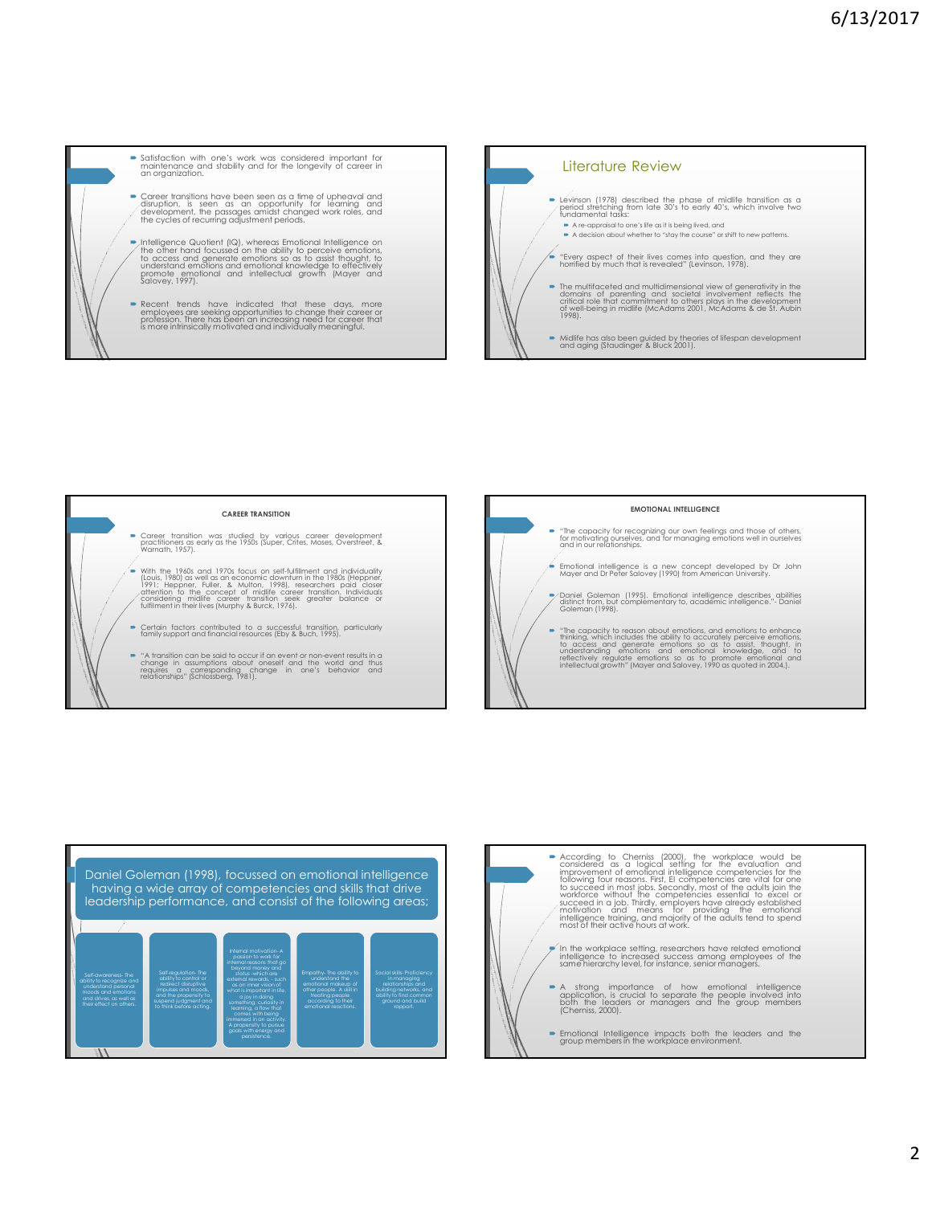- Satisfaction with one's work was considered important for maintenance and stability and for the longevity of career in an organization.
- Career transitions have been seen as a time of upheaval and disruption, is seen as an opportunity for learning and development, the passages amidst changed work roles, and the cycles of recurring adjustment periods.
- Intelligence Quotient (IQ), whereas Emotional Intelligence on the other hand focussed on the ability to perceive emotions, to access and generate emotions so as to assist thought, to understand emotions and emotional knowledge to effectively promote emotional and intellectual growth (Mayer and Salovey, 1997).
- Recent trends have indicated that these days, more employees are seeking opportunities to change their career or profession. There has been an increasing need for career that is more intrinsically motivated and individually meaningful.

## Literature Review

- Levinson (1978) described the phase of midlife transition as a period stretching from late 30's to early 40's, which involve two fundamental tasks:
  - A re-appraisal to one's life as it is being lived, and
  - A decision about whether to "stay the course" or shift to new patterns.
- "Every aspect of their lives comes into question, and they are horrified by much that is revealed" (Levinson, 1978).
- The multifaceted and multidimensional view of generativity in the domains of parenting and societal involvement reflects the critical role that commitment to others plays in the development of well-being in midlife (McAdams 2001, McAdams & de St. Aubin 1998).
- Midlife has also been guided by theories of lifespan development and aging (Staudinger & Bluck 2001).

### CAREER TRANSITION

- Career transition was studied by various career development practitioners as early as the 1950s (Super, Crites, Moses, Overstreet, & Warnath, 1957).
- With the 1960s and 1970s focus on self-fulfillment and individuality (Louis, 1980) as well as an economic downturn in the 1980s (Heppner, 1991; Heppner, Fuller, & Multon, 1998), researchers paid closer attention to the concept of midlife career transition. Individuals considering midlife career transition seek greater balance or fulfilment in their lives (Murphy & Burck, 1976).
- Certain factors contributed to a successful transition, particularly family support and financial resources (Eby & Buch, 1995).
- "A transition can be said to occur if an event or non-event results in a change in assumptions about oneself and the world and thus requires a corresponding change in one's behavior and relationships" (Schlossberg, 1981).

### EMOTIONAL INTELLIGENCE

- "The capacity for recognizing our own feelings and those of others, for motivating ourselves, and for managing emotions well in ourselves and in our relationships.
- Emotional intelligence is a new concept developed by Dr John Mayer and Dr Peter Salovey (1990) from American University.
- Daniel Goleman (1995). Emotional intelligence describes abilities distinct from, but complementary to, academic intelligence."- Daniel Goleman (1998).
- "The capacity to reason about emotions, and emotions to enhance thinking, which includes the ability to accurately perceive emotions, to access and generate emotions so as to assist, thought, in understanding emotions and emotional knowledge, and to reflectively regulate emotions so as to promote emotional and intellectual growth" (Mayer and Salovey, 1990 as quoted in 2004.).

### Daniel Goleman (1998), focussed on emotional intelligence having a wide array of competencies and skills that drive leadership performance, and consist of the following areas;

- Self-awareness- The ability to recognize and understand personal moods and emotions and drives, as well as their effect on others.
- Self-regulation- The ability to control or redirect disruptive impulses and moods, and the propensity to suspend judgment and to think before acting.
- Internal motivation- A passion to work for internal reasons that go beyond money and status -which are external rewards, - such as an inner vision of what is important in life, a joy in doing something, curiosity in learning, a flow that comes with being immersed in an activity. A propensity to pursue goals with energy and persistence.
- Empathy- The ability to understand the emotional makeup of other people. A skill in treating people according to their emotional reactions.
- Social skills- Proficiency in managing relationships and building networks, and ability to find common ground and build rapport.

---

- According to Cherniss (2000), the workplace would be considered as a logical setting for the evaluation and improvement of emotional intelligence competencies for the following four reasons. First, EI competencies are vital for one to succeed in most jobs. Secondly, most of the adults join the workforce without the competencies essential to excel or succeed in a job. Thirdly, employers have already established motivation and means for providing the emotional intelligence training, and majority of the adults tend to spend most of their active hours at work.
- In the workplace setting, researchers have related emotional intelligence to increased success among employees of the same hierarchy level, for instance, senior managers.
- A strong importance of how emotional intelligence application, is crucial to separate the people involved into both the leaders or managers and the group members (Cherniss, 2000).
- Emotional Intelligence impacts both the leaders and the group members in the workplace environment.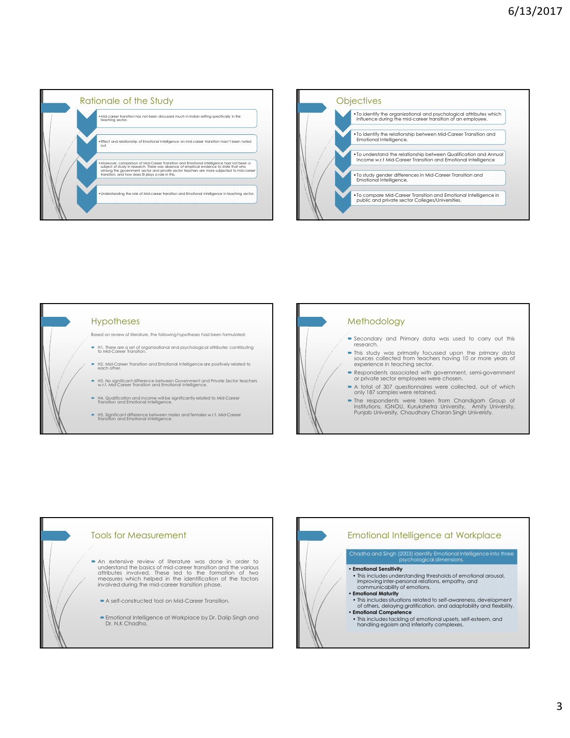## Rationale of the Study

- Mid-career transition has not been discussed much in Indian setting specifically in the teaching sector.
- Effect and relationship of Emotional Intelligence on mid-career transition hasn't been noted out.
- Moreover, comparison of Mid-Career Transition and Emotional Intelligence had not been a subject of study in research. There was absence of empirical evidence to state that who among the government sector and private sector teachers are more subjected to mid-career transition, and how does EI plays a role in this.
- Understanding the role of Mid-career transition and Emotional intelligence in teaching sector.

## Objectives

- To identify the organizational and psychological attributes which influence during the mid-career transition of an employee.
- To identify the relationship between Mid-Career Transition and Emotional Intelligence.
- To understand the relationship between Qualification and Annual Income w.r.t Mid-Career Transition and Emotional Intelligence
- To study gender differences in Mid-Career Transition and Emotional Intelligence.
- To compare Mid-Career Transition and Emotional Intelligence in public and private sector Colleges/Universities.

## Hypotheses

Based on review of literature, the following hypotheses had been formulated:

- H1. There are a set of organizational and psychological attributes contributing to Mid-Career Transition.
- H2. Mid-Career Transition and Emotional Intelligence are positively related to each other.
- H3. No significant difference between Government and Private Sector teachers w.r.t. Mid-Career Transition and Emotional Intelligence.
- H4. Qualification and income will be significantly related to Mid-Career Transition and Emotional Intelligence.
- H5. Significant difference between males and females w.r.t. Mid-Career Transition and Emotional Intelligence.

## Methodology

- Secondary and Primary data was used to carry out this research.
- This study was primarily focussed upon the primary data sources collected from teachers having 10 or more years of experience in teaching sector.
- Respondents associated with government, semi-government or private sector employees were chosen.
- A total of 307 questionnaires were collected, out of which only 187 samples were retained.
- The respondents were taken from Chandigarh Group of Institutions, IGNOU, Kurukshetra University, Amity University, Punjab University, Chaudhary Charan Singh University.

## Tools for Measurement

- An extensive review of literature was done in order to understand the basics of mid-career transition and the various attributes involved. These led to the formation of two measures which helped in the identification of the factors involved during the mid-career transition phase.
  - A self-constructed tool on Mid-Career Transition.
  - Emotional Intelligence at Workplace by Dr. Dalip Singh and Dr. N.K Chadha.

## Emotional Intelligence at Workplace

Chadha and Singh (2003) identify Emotional Intelligence into three psychological dimensions.

- **Emotional Sensitivity**
  - This includes understanding thresholds of emotional arousal, improving inter-personal relations, empathy, and communicability of emotions.
- **Emotional Maturity**
  - This includes situations related to self-awareness, development of others, delaying gratification, and adaptability and flexibility.
- **Emotional Competence**
  - This includes tackling of emotional upsets, self-esteem, and handling egoism and inferiority complexes.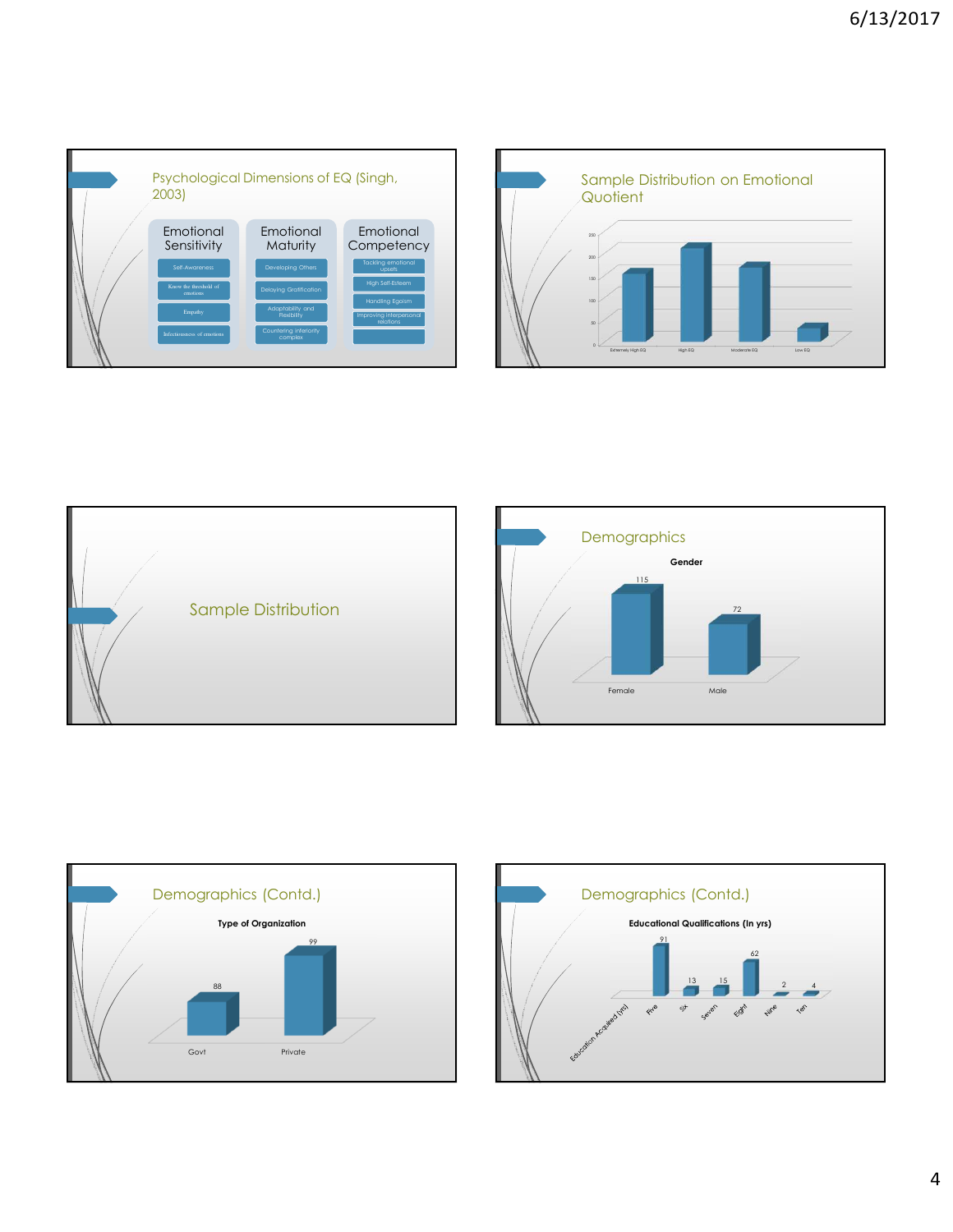## Psychological Dimensions of EQ (Singh, 2003)

| Emotional Sensitivity | Emotional Maturity | Emotional Competency |
| --- | --- | --- |
| Self-Awareness | Developing Others | Tackling emotional upsets |
| Know the threshold of emotions | Delaying Gratification | High Self-Esteem |
| Empathy | Adaptability and Flexibility | Handling Egoism |
| Infectiousness of emotions | Countering inferiority complex | Improving interpersonal relations |

## Sample Distribution on Emotional Quotient

| Category | |
| --- | --- |
| Extremely High EQ | ~150 |
| High EQ | ~205 |
| Moderate EQ | ~165 |
| Low EQ | ~30 |

## Sample Distribution

## Demographics

**Gender**

| Female | Male |
| --- | --- |
| 115 | 72 |

## Demographics (Contd.)

**Type of Organization**

| Govt | Private |
| --- | --- |
| 88 | 99 |

## Demographics (Contd.)

**Educational Qualifications (In yrs)**

| Education Acquired (yrs) | Five | Six | Seven | Eight | Nine | Ten |
| --- | --- | --- | --- | --- | --- | --- |
| | 91 | 13 | 15 | 62 | 2 | 4 |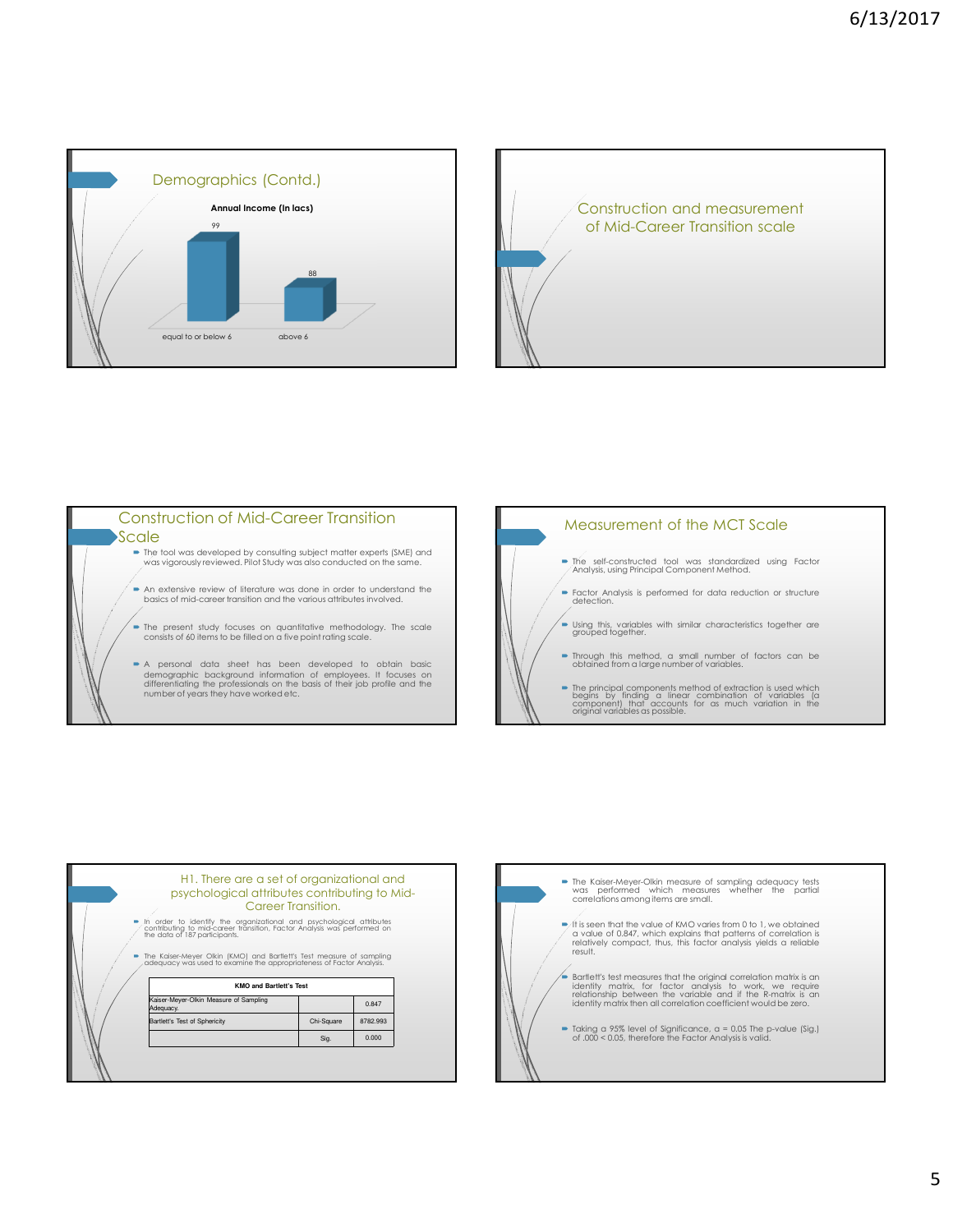## Demographics (Contd.)

**Annual Income (In lacs)**

| | equal to or below 6 | above 6 |
|---|---|---|
| Annual Income (In lacs) | 99 | 88 |

## Construction and measurement of Mid-Career Transition scale

## Construction of Mid-Career Transition Scale

- The tool was developed by consulting subject matter experts (SME) and was vigorously reviewed. Pilot Study was also conducted on the same.
- An extensive review of literature was done in order to understand the basics of mid-career transition and the various attributes involved.
- The present study focuses on quantitative methodology. The scale consists of 60 items to be filled on a five point rating scale.
- A personal data sheet has been developed to obtain basic demographic background information of employees. It focuses on differentiating the professionals on the basis of their job profile and the number of years they have worked etc.

## Measurement of the MCT Scale

- The self-constructed tool was standardized using Factor Analysis, using Principal Component Method.
- Factor Analysis is performed for data reduction or structure detection.
- Using this, variables with similar characteristics together are grouped together.
- Through this method, a small number of factors can be obtained from a large number of variables.
- The principal components method of extraction is used which begins by finding a linear combination of variables (a component) that accounts for as much variation in the original variables as possible.

## H1. There are a set of organizational and psychological attributes contributing to Mid-Career Transition.

- In order to identify the organizational and psychological attributes contributing to mid-career transition, Factor Analysis was performed on the data of 187 participants.
- The Kaiser-Meyer Olkin (KMO) and Bartlett's Test measure of sampling adequacy was used to examine the appropriateness of Factor Analysis.

| KMO and Bartlett's Test | | |
|---|---|---|
| Kaiser-Meyer-Olkin Measure of Sampling Adequacy. | | 0.847 |
| Bartlett's Test of Sphericity | Chi-Square | 8782.993 |
| | Sig. | 0.000 |

- The Kaiser-Meyer-Olkin measure of sampling adequacy tests was performed which measures whether the partial correlations among items are small.
- It is seen that the value of KMO varies from 0 to 1, we obtained a value of 0.847, which explains that patterns of correlation is relatively compact, thus, this factor analysis yields a reliable result.
- Bartlett's test measures that the original correlation matrix is an identity matrix, for factor analysis to work, we require relationship between the variable and if the R-matrix is an identity matrix then all correlation coefficient would be zero.
- Taking a 95% level of Significance, $\alpha = 0.05$ The p-value (Sig.) of $.000 < 0.05$, therefore the Factor Analysis is valid.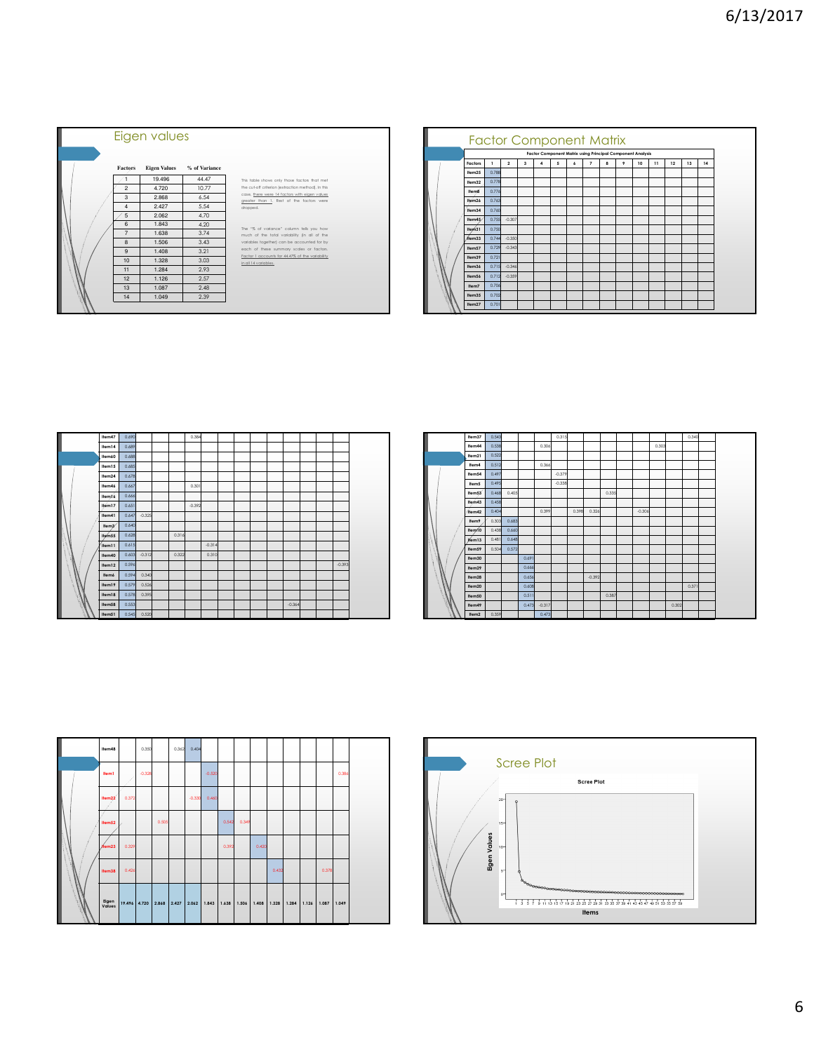## Eigen values

| Factors | Eigen Values | % of Variance |
|---|---|---|
| 1 | 19.496 | 44.47 |
| 2 | 4.720 | 10.77 |
| 3 | 2.868 | 6.54 |
| 4 | 2.427 | 5.54 |
| 5 | 2.062 | 4.70 |
| 6 | 1.843 | 4.20 |
| 7 | 1.638 | 3.74 |
| 8 | 1.506 | 3.43 |
| 9 | 1.408 | 3.21 |
| 10 | 1.328 | 3.03 |
| 11 | 1.284 | 2.93 |
| 12 | 1.126 | 2.57 |
| 13 | 1.087 | 2.48 |
| 14 | 1.049 | 2.39 |

This table shows only those factors that met the cut-off criterion (extraction method). In this case, there were 14 factors with eigen values greater than 1. Rest of the factors were dropped.

The "% of variance" column tells you how much of the total variability (in all of the variables together) can be accounted for by each of these summary scales or factors. Factor 1 accounts for 44.47% of the variability in all 14 variables.

## Factor Component Matrix

Factor Component Matrix using Principal Component Analysis

| Factors | 1 | 2 | 3 | 4 | 5 | 6 | 7 | 8 | 9 | 10 | 11 | 12 | 13 | 14 |
|---|---|---|---|---|---|---|---|---|---|---|---|---|---|---|
| Item25 | 0.788 | | | | | | | | | | | | | |
| Item32 | 0.778 | | | | | | | | | | | | | |
| Item8 | 0.776 | | | | | | | | | | | | | |
| Item26 | 0.763 | | | | | | | | | | | | | |
| Item34 | 0.760 | | | | | | | | | | | | | |
| Item45 | 0.755 | -0.307 | | | | | | | | | | | | |
| Item31 | 0.750 | | | | | | | | | | | | | |
| Item33 | 0.744 | -0.350 | | | | | | | | | | | | |
| Item57 | 0.729 | -0.343 | | | | | | | | | | | | |
| Item39 | 0.721 | | | | | | | | | | | | | |
| Item36 | 0.715 | -0.346 | | | | | | | | | | | | |
| Item56 | 0.712 | -0.359 | | | | | | | | | | | | |
| Item7 | 0.706 | | | | | | | | | | | | | |
| Item35 | 0.702 | | | | | | | | | | | | | |
| Item27 | 0.701 | | | | | | | | | | | | | |
| Item47 | 0.690 | | | | 0.384 | | | | | | | | | |
| Item14 | 0.689 | | | | | | | | | | | | | |
| Item60 | 0.688 | | | | | | | | | | | | | |
| Item15 | 0.685 | | | | | | | | | | | | | |
| Item24 | 0.678 | | | | | | | | | | | | | |
| Item46 | 0.667 | | | | 0.301 | | | | | | | | | |
| Item16 | 0.666 | | | | | | | | | | | | | |
| Item17 | 0.651 | | | | -0.392 | | | | | | | | | |
| Item41 | 0.647 | -0.325 | | | | | | | | | | | | |
| Item3 | 0.640 | | | | | | | | | | | | | |
| Item55 | 0.628 | | | 0.316 | | | | | | | | | | |
| Item11 | 0.615 | | | | | -0.314 | | | | | | | | |
| Item40 | 0.603 | -0.312 | | 0.322 | | 0.310 | | | | | | | | |
| Item12 | 0.596 | | | | | | | | | | | | | -0.393 |
| Item6 | 0.594 | 0.340 | | | | | | | | | | | | |
| Item19 | 0.579 | 0.526 | | | | | | | | | | | | |
| Item18 | 0.578 | 0.395 | | | | | | | | | | | | |
| Item58 | 0.553 | | | | | | | | | | -0.364 | | | |
| Item51 | 0.545 | 0.520 | | | | | | | | | | | | |
| Item37 | 0.543 | | | | | 0.315 | | | | | | | 0.340 | |
| Item44 | 0.538 | | | 0.306 | | | | | | | 0.303 | | | |
| Item21 | 0.522 | | | | | | | | | | | | | |
| Item4 | 0.512 | | | 0.366 | | | | | | | | | | |
| Item54 | 0.497 | | | | -0.379 | | | | | | | | | |
| Item5 | 0.495 | | | | -0.338 | | | | | | | | | |
| Item53 | 0.468 | 0.405 | | | | | | 0.335 | | | | | | |
| Item43 | 0.458 | | | | | | | | | | | | | |
| Item42 | 0.404 | | | 0.399 | | 0.398 | 0.324 | | | -0.306 | | | | |
| Item9 | 0.303 | 0.683 | | | | | | | | | | | | |
| Item10 | 0.438 | 0.660 | | | | | | | | | | | | |
| Item13 | 0.481 | 0.648 | | | | | | | | | | | | |
| Item59 | 0.504 | 0.572 | | | | | | | | | | | | |
| Item30 | | | 0.691 | | | | | | | | | | | |
| Item29 | | | 0.666 | | | | | | | | | | | |
| Item28 | | | 0.656 | | | | -0.392 | | | | | | | |
| Item20 | | | 0.608 | | | | | | | | | 0.371 | | |
| Item50 | | | 0.511 | | | | | 0.387 | | | | | | |
| Item49 | | | 0.475 | -0.317 | | | | | | | 0.302 | | | |
| Item2 | 0.359 | | | 0.473 | | | | | | | | | | |
| Item48 | | 0.350 | | 0.362 | 0.404 | | | | | | | | | |
| Item1 | | -0.328 | | | | -0.320 | | | | | | | | 0.386 |
| Item22 | 0.372 | | | | -0.335 | 0.460 | | | | | | | | |
| Item52 | | | 0.505 | | | | 0.542 | 0.349 | | | | | | |
| Item23 | 0.329 | | | | | | 0.392 | | 0.420 | | | | | |
| Item38 | 0.426 | | | | | | | | | | 0.432 | | | 0.378 |
| Eigen Values | 19.496 | 4.720 | 2.868 | 2.427 | 2.062 | 1.843 | 1.638 | 1.506 | 1.408 | 1.328 | 1.284 | 1.126 | 1.087 | 1.049 |

## Scree Plot

Scree Plot

Eigen Values

Items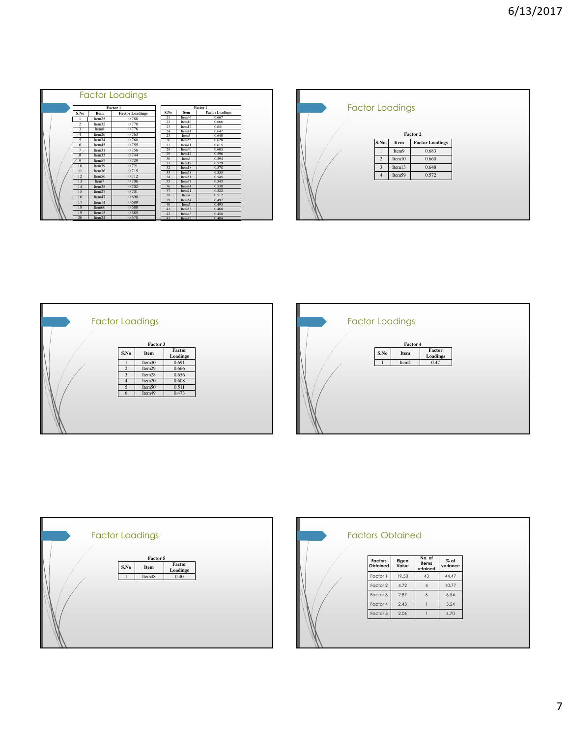## Factor Loadings

**Factor 1**

| S.No | Item | Factor Loadings |
|---|---|---|
| 1 | Item25 | 0.788 |
| 2 | Item32 | 0.778 |
| 3 | Item8 | 0.776 |
| 4 | Item26 | 0.763 |
| 5 | Item34 | 0.760 |
| 6 | Item45 | 0.755 |
| 7 | Item31 | 0.750 |
| 8 | Item33 | 0.744 |
| 9 | Item57 | 0.729 |
| 10 | Item39 | 0.721 |
| 11 | Item36 | 0.715 |
| 12 | Item56 | 0.712 |
| 13 | Item7 | 0.706 |
| 14 | Item35 | 0.702 |
| 15 | Item27 | 0.701 |
| 16 | Item47 | 0.690 |
| 17 | Item14 | 0.689 |
| 18 | Item60 | 0.688 |
| 19 | Item15 | 0.685 |
| 20 | Item24 | 0.678 |
| 21 | Item46 | 0.667 |
| 22 | Item16 | 0.666 |
| 23 | Item17 | 0.651 |
| 24 | Item41 | 0.647 |
| 25 | Item3 | 0.640 |
| 26 | Item55 | 0.628 |
| 27 | Item11 | 0.615 |
| 28 | Item40 | 0.603 |
| 29 | Item12 | 0.596 |
| 30 | Item6 | 0.594 |
| 31 | Item19 | 0.579 |
| 32 | Item18 | 0.578 |
| 33 | Item58 | 0.553 |
| 34 | Item51 | 0.545 |
| 35 | Item37 | 0.543 |
| 36 | Item44 | 0.538 |
| 37 | Item21 | 0.522 |
| 38 | Item4 | 0.512 |
| 39 | Item54 | 0.497 |
| 40 | Item5 | 0.495 |
| 41 | Item53 | 0.468 |
| 42 | Item43 | 0.458 |
| 43 | Item42 | 0.404 |

## Factor Loadings

**Factor 2**

| S.No. | Item | Factor Loadings |
|---|---|---|
| 1 | Item9 | 0.683 |
| 2 | Item10 | 0.660 |
| 3 | Item13 | 0.648 |
| 4 | Item59 | 0.572 |

## Factor Loadings

**Factor 3**

| S.No | Item | Factor Loadings |
|---|---|---|
| 1 | Item30 | 0.691 |
| 2 | Item29 | 0.666 |
| 3 | Item28 | 0.656 |
| 4 | Item20 | 0.608 |
| 5 | Item50 | 0.511 |
| 6 | Item49 | 0.473 |

## Factor Loadings

**Factor 4**

| S.No | Item | Factor Loadings |
|---|---|---|
| 1 | Item2 | 0.47 |

## Factor Loadings

**Factor 5**

| S.No | Item | Factor Loadings |
|---|---|---|
| 1 | Item48 | 0.40 |

## Factors Obtained

| Factors Obtained | Eigen Value | No. of items retained | % of variance |
|---|---|---|---|
| Factor 1 | 19.50 | 43 | 44.47 |
| Factor 2 | 4.72 | 4 | 10.77 |
| Factor 3 | 2.87 | 6 | 6.54 |
| Factor 4 | 2.43 | 1 | 5.54 |
| Factor 5 | 2.06 | 1 | 4.70 |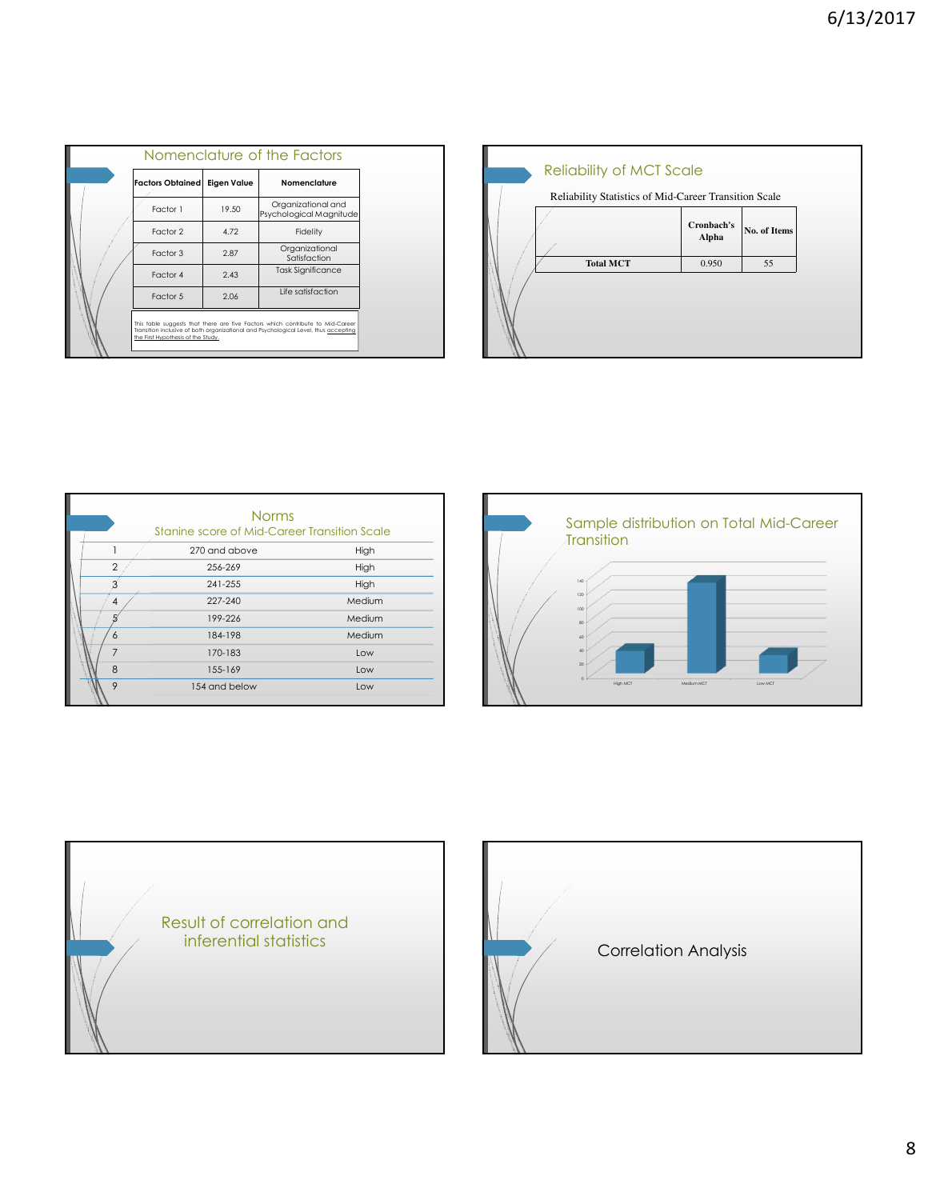## Nomenclature of the Factors

| Factors Obtained | Eigen Value | Nomenclature |
|---|---|---|
| Factor 1 | 19.50 | Organizational and Psychological Magnitude |
| Factor 2 | 4.72 | Fidelity |
| Factor 3 | 2.87 | Organizational Satisfaction |
| Factor 4 | 2.43 | Task Significance |
| Factor 5 | 2.06 | Life satisfaction |

This table suggests that there are five Factors which contribute to Mid-Career Transition inclusive of both organizational and Psychological Level, thus accepting the First Hypothesis of the Study.

## Reliability of MCT Scale

Reliability Statistics of Mid-Career Transition Scale

| | Cronbach's Alpha | No. of Items |
|---|---|---|
| Total MCT | 0.950 | 55 |

## Norms

Stanine score of Mid-Career Transition Scale

| | | |
|---|---|---|
| 1 | 270 and above | High |
| 2 | 256-269 | High |
| 3 | 241-255 | High |
| 4 | 227-240 | Medium |
| 5 | 199-226 | Medium |
| 6 | 184-198 | Medium |
| 7 | 170-183 | Low |
| 8 | 155-169 | Low |
| 9 | 154 and below | Low |

## Sample distribution on Total Mid-Career Transition

## Result of correlation and inferential statistics

## Correlation Analysis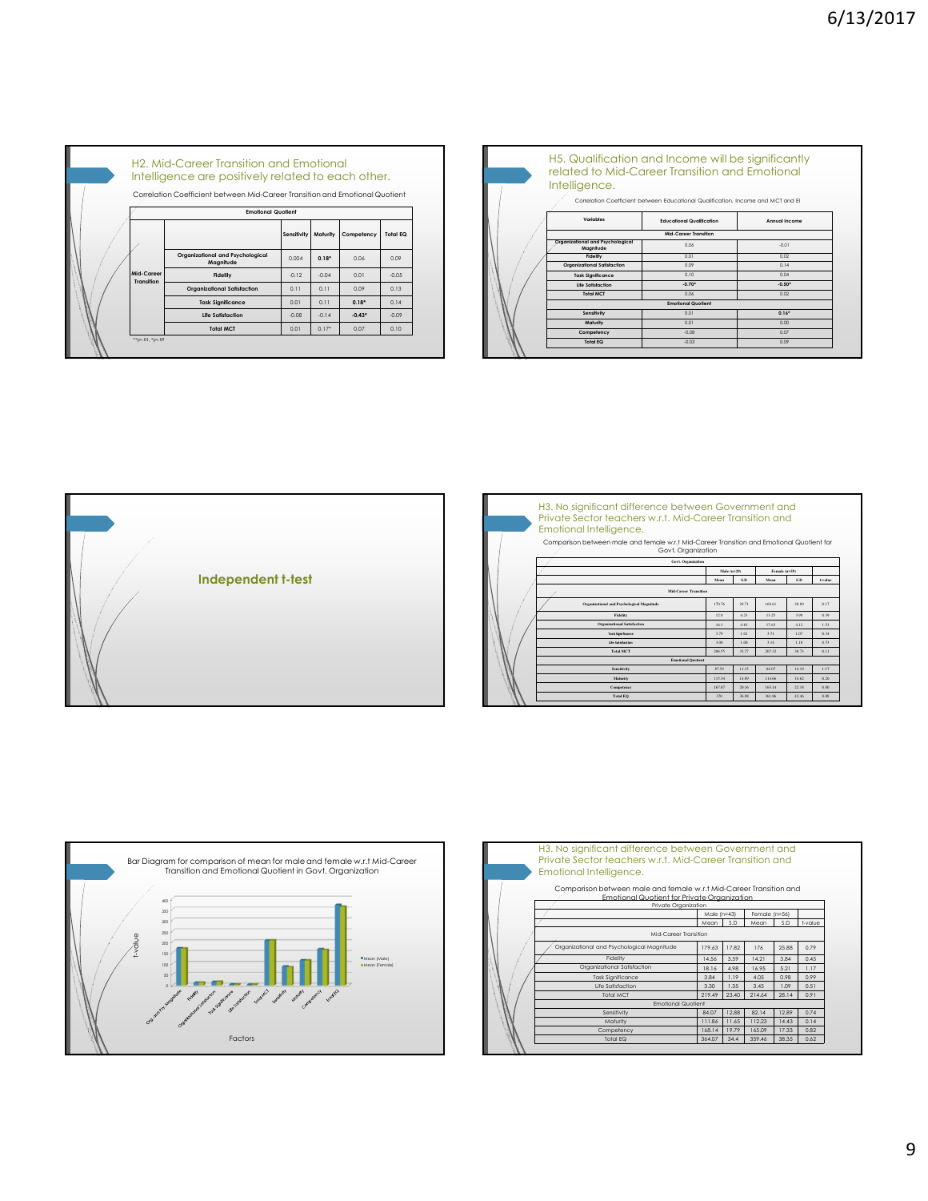## H2. Mid-Career Transition and Emotional Intelligence are positively related to each other.

Correlation Coefficient between Mid-Career Transition and Emotional Quotient

| | | Emotional Quotient | | | |
|---|---|---|---|---|---|
| | | Sensitivity | Maturity | Competency | Total EQ |
| Mid-Career Transition | Organizational and Psychological Magnitude | 0.004 | **0.18*** | 0.06 | 0.09 |
| | Fidelity | -0.12 | -0.04 | 0.01 | -0.05 |
| | Organizational Satisfaction | 0.11 | 0.11 | 0.09 | 0.13 |
| | Task Significance | 0.01 | 0.11 | **0.18*** | 0.14 |
| | Life Satisfaction | -0.08 | -0.14 | **-0.43*** | -0.09 |
| | Total MCT | 0.01 | 0.17* | 0.07 | 0.10 |

**p<.01, *p<.05

## H5. Qualification and Income will be significantly related to Mid-Career Transition and Emotional Intelligence.

Correlation Coefficient between Educational Qualification, Income and MCT and EI

| Variables | Educational Qualification | Annual Income |
|---|---|---|
| Mid-Career Transition | | |
| Organizational and Psychological Magnitude | 0.06 | -0.01 |
| Fidelity | 0.01 | 0.02 |
| Organizational Satisfaction | 0.09 | 0.14 |
| Task Significance | 0.10 | 0.04 |
| Life Satisfaction | **-0.70*** | **-0.50*** |
| Total MCT | 0.06 | 0.02 |
| Emotional Quotient | | |
| Sensitivity | 0.01 | **0.16*** |
| Maturity | 0.01 | 0.00 |
| Competency | -0.08 | 0.07 |
| Total EQ | -0.03 | 0.09 |

## Independent t-test

## H3. No significant difference between Government and Private Sector teachers w.r.t Mid-Career Transition and Emotional Intelligence.

Comparison between male and female w.r.t Mid-Career Transition and Emotional Quotient for Govt. Organization

| Govt. Organization | Male (n=29) | | Female (n=59) | | |
|---|---|---|---|---|---|
| | Mean | S.D | Mean | S.D | t-value |
| Mid-Career Transition | | | | | |
| Organizational and Psychological Magnitude | 170.76 | 29.71 | 169.61 | 28.89 | 0.17 |
| Fidelity | 12.9 | 4.23 | 13.25 | 3.98 | 0.39 |
| Organizational Satisfaction | 16.1 | 4.83 | 17.63 | 4.12 | 1.53 |
| Task Significance | 3.79 | 1.01 | 3.71 | 1.07 | 0.34 |
| Life Satisfaction | 3.00 | 1.00 | 3.14 | 1.18 | 0.53 |
| Total MCT | 206.55 | 32.77 | 207.32 | 30.73 | 0.11 |
| Emotional Quotient | | | | | |
| Sensitivity | 87.59 | 11.15 | 84.07 | 14.39 | 1.17 |
| Maturity | 115.34 | 14.89 | 114.66 | 14.62 | 0.20 |
| Competency | 167.07 | 20.16 | 163.14 | 22.18 | 0.80 |
| Total EQ | 370 | 36.98 | 361.86 | 42.46 | 0.88 |

Bar Diagram for comparison of mean for male and female w.r.t Mid-Career Transition and Emotional Quotient in Govt. Organization

## H3. No significant difference between Government and Private Sector teachers w.r.t. Mid-Career Transition and Emotional Intelligence.

Comparison between male and female w.r.t Mid-Career Transition and Emotional Quotient for Private Organization

| Private Organization | Male (n=43) | | Female (n=56) | | |
|---|---|---|---|---|---|
| | Mean | S.D | Mean | S.D | t-value |
| Mid-Career Transition | | | | | |
| Organizational and Psychological Magnitude | 179.63 | 17.82 | 176 | 25.88 | 0.79 |
| Fidelity | 14.56 | 3.59 | 14.21 | 3.84 | 0.45 |
| Organizational Satisfaction | 18.16 | 4.98 | 16.95 | 5.21 | 1.17 |
| Task Significance | 3.84 | 1.19 | 4.05 | 0.98 | 0.99 |
| Life Satisfaction | 3.30 | 1.35 | 3.45 | 1.09 | 0.51 |
| Total MCT | 219.49 | 23.40 | 214.64 | 28.14 | 0.91 |
| Emotional Quotient | | | | | |
| Sensitivity | 84.07 | 12.88 | 82.14 | 12.89 | 0.74 |
| Maturity | 111.86 | 11.65 | 112.23 | 14.43 | 0.14 |
| Competency | 168.14 | 19.79 | 165.09 | 17.33 | 0.82 |
| Total EQ | 364.07 | 34.4 | 359.46 | 38.35 | 0.62 |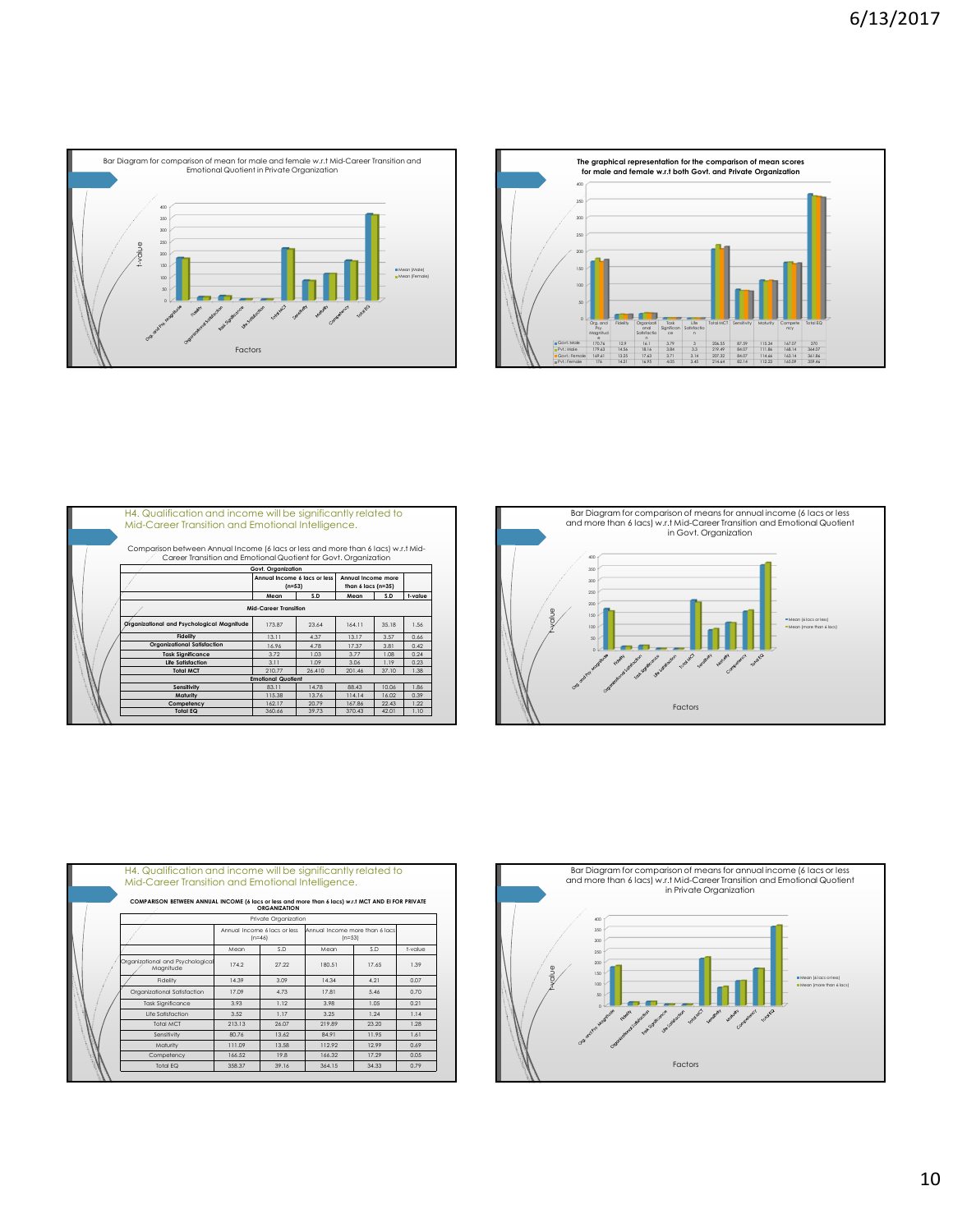Bar Diagram for comparison of mean for male and female w.r.t Mid-Career Transition and Emotional Quotient in Private Organization

The graphical representation for the comparison of mean scores for male and female w.r.t both Govt. and Private Organization

| | Org. and Psy. Magnitude | Fidelity | Organizational Satisfaction | Task Significance | Life Satisfaction | Total MCT | Sensitivity | Maturity | Competency | Total EQ |
|---|---|---|---|---|---|---|---|---|---|---|
| Govt. Male | 170.76 | 12.9 | 16.1 | 3.79 | 3 | 206.55 | 87.59 | 115.34 | 167.07 | 370 |
| Pvt. Male | 179.63 | 14.56 | 18.16 | 3.84 | 3.3 | 219.49 | 84.07 | 111.86 | 168.14 | 364.07 |
| Govt. Female | 169.61 | 13.25 | 17.63 | 3.71 | 3.16 | 207.22 | 84.07 | 114.66 | 163.14 | 361.86 |
| Pvt. Female | 176 | 14.21 | 16.95 | 4.05 | 3.45 | 214.64 | 82.14 | 112.23 | 165.09 | 359.46 |

## H4. Qualification and income will be significantly related to Mid-Career Transition and Emotional Intelligence.

Comparison between Annual Income (6 lacs or less and more than 6 lacs) w.r.t Mid-Career Transition and Emotional Quotient for Govt. Organization

| | Govt. Organization | | | | |
|---|---|---|---|---|---|
| | Annual Income 6 lacs or less (n=53) | | Annual Income more than 6 lacs (n=35) | | |
| | Mean | S.D | Mean | S.D | t-value |
| **Mid-Career Transition** | | | | | |
| Organizational and Psychological Magnitude | 173.87 | 23.64 | 164.11 | 35.18 | 1.56 |
| Fidelity | 13.11 | 4.37 | 13.17 | 3.57 | 0.66 |
| Organizational Satisfaction | 16.96 | 4.78 | 17.37 | 3.81 | 0.42 |
| Task Significance | 3.72 | 1.03 | 3.77 | 1.08 | 0.24 |
| Life Satisfaction | 3.11 | 1.09 | 3.06 | 1.19 | 0.23 |
| Total MCT | 210.77 | 26.410 | 201.46 | 37.10 | 1.38 |
| **Emotional Quotient** | | | | | |
| Sensitivity | 83.11 | 14.78 | 88.43 | 10.06 | 1.86 |
| Maturity | 115.38 | 13.76 | 114.14 | 16.02 | 0.39 |
| Competency | 162.17 | 20.79 | 167.86 | 22.43 | 1.22 |
| Total EQ | 360.66 | 39.73 | 370.43 | 42.01 | 1.10 |

Bar Diagram for comparison of means for annual income (6 lacs or less and more than 6 lacs) w.r.t Mid-Career Transition and Emotional Quotient in Govt. Organization

## H4. Qualification and income will be significantly related to Mid-Career Transition and Emotional Intelligence.

**COMPARISON BETWEEN ANNUAL INCOME (6 lacs or less and more than 6 lacs) w.r.t MCT AND EI FOR PRIVATE ORGANIZATION**

| | Private Organization | | | | |
|---|---|---|---|---|---|
| | Annual Income 6 lacs or less (n=46) | | Annual Income more than 6 lacs (n=53) | | |
| | Mean | S.D | Mean | S.D | t-value |
| Organizational and Psychological Magnitude | 174.2 | 27.22 | 180.51 | 17.65 | 1.39 |
| Fidelity | 14.39 | 3.09 | 14.34 | 4.21 | 0.07 |
| Organizational Satisfaction | 17.09 | 4.73 | 17.81 | 5.46 | 0.70 |
| Task Significance | 3.93 | 1.12 | 3.98 | 1.05 | 0.21 |
| Life Satisfaction | 3.52 | 1.17 | 3.25 | 1.24 | 1.14 |
| Total MCT | 213.13 | 26.07 | 219.89 | 23.20 | 1.28 |
| Sensitivity | 80.76 | 13.62 | 84.91 | 11.95 | 1.61 |
| Maturity | 111.09 | 13.58 | 112.92 | 12.99 | 0.69 |
| Competency | 166.52 | 19.8 | 166.32 | 17.29 | 0.05 |
| Total EQ | 358.37 | 39.16 | 364.15 | 34.33 | 0.79 |

Bar Diagram for comparison of means for annual income (6 lacs or less and more than 6 lacs) w.r.t Mid-Career Transition and Emotional Quotient in Private Organization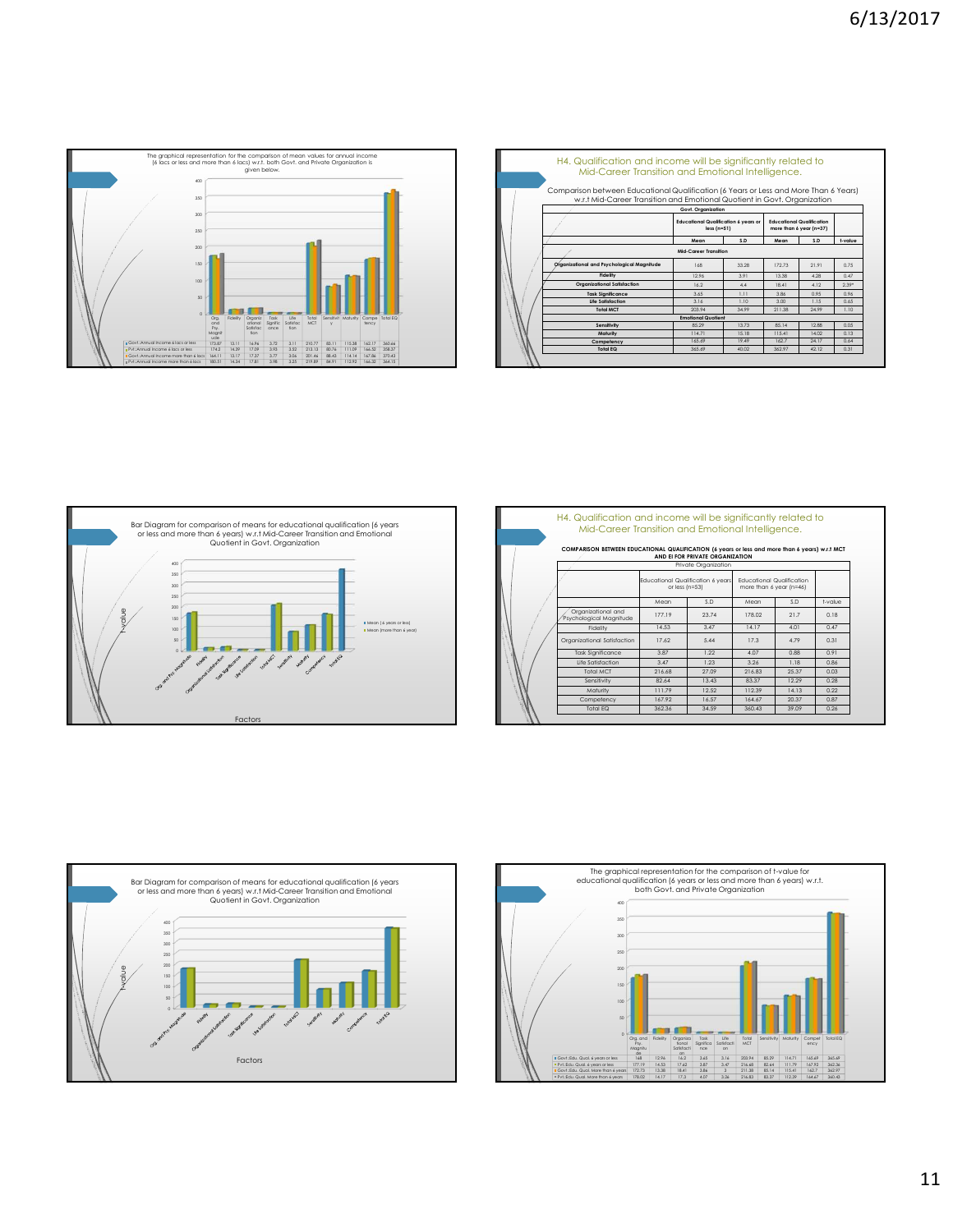The graphical representation for the comparison of mean values for annual income (6 lacs or less and more than 6 lacs) w.r.t. both Govt. and Private Organization is given below.

| | Org. and Psy. Magnitude | Fidelity | Organizational Satisfaction | Task Significance | Life Satisfaction | Total MCT | Sensitivity | Maturity | Competency | Total EQ |
|---|---|---|---|---|---|---|---|---|---|---|
| Govt.:Annual Income 6 lacs or less | 173.87 | 13.11 | 16.96 | 3.72 | 3.11 | 210.77 | 83.11 | 115.38 | 162.17 | 360.66 |
| Pvt.:Annual Income 6 lacs or less | 174.2 | 14.39 | 17.09 | 3.93 | 3.52 | 213.13 | 80.76 | 111.09 | 166.52 | 358.37 |
| Govt.:Annual Income more than 6 lacs | 164.11 | 13.17 | 17.27 | 3.77 | 3.06 | 201.46 | 88.43 | 114.14 | 167.86 | 370.43 |
| Pvt.:Annual Income more than 6 lacs | 180.51 | 14.34 | 17.81 | 3.98 | 3.25 | 219.89 | 84.91 | 112.92 | 166.32 | 364.15 |

## H4. Qualification and income will be significantly related to Mid-Career Transition and Emotional Intelligence.

Comparison between Educational Qualification (6 Years or Less and More Than 6 Years) w.r.t Mid-Career Transition and Emotional Quotient in Govt. Organization

| Govt. Organization | Educational Qualification 6 years or less (n=51) | | Educational Qualification more than 6 year (n=37) | | |
|---|---|---|---|---|---|
| | Mean | S.D | Mean | S.D | t-value |
| **Mid-Career Transition** | | | | | |
| Organizational and Psychological Magnitude | 168 | 33.28 | 172.73 | 21.91 | 0.75 |
| Fidelity | 12.96 | 3.91 | 13.38 | 4.28 | 0.47 |
| Organizational Satisfaction | 16.2 | 4.4 | 18.41 | 4.12 | 2.39* |
| Task Significance | 3.65 | 1.11 | 3.86 | 0.95 | 0.96 |
| Life Satisfaction | 3.16 | 1.10 | 3.00 | 1.15 | 0.65 |
| Total MCT | 203.94 | 34.99 | 211.38 | 24.99 | 1.10 |
| **Emotional Quotient** | | | | | |
| Sensitivity | 85.29 | 13.73 | 85.14 | 12.88 | 0.05 |
| Maturity | 114.71 | 15.18 | 115.41 | 14.02 | 0.13 |
| Competency | 165.69 | 19.49 | 162.7 | 24.17 | 0.64 |
| Total EQ | 365.69 | 40.02 | 362.97 | 42.12 | 0.31 |

Bar Diagram for comparison of means for educational qualification (6 years or less and more than 6 years) w.r.t Mid-Career Transition and Emotional Quotient in Govt. Organization

## H4. Qualification and income will be significantly related to Mid-Career Transition and Emotional Intelligence.

COMPARISON BETWEEN EDUCATIONAL QUALIFICATION (6 years or less and more than 6 years) w.r.t MCT AND EI FOR PRIVATE ORGANIZATION

| Private Organization | Educational Qualification 6 years or less (n=53) | | Educational Qualification more than 6 year (n=46) | | |
|---|---|---|---|---|---|
| | Mean | S.D | Mean | S.D | t-value |
| Organizational and Psychological Magnitude | 177.19 | 23.74 | 178.02 | 21.7 | 0.18 |
| Fidelity | 14.53 | 3.47 | 14.17 | 4.01 | 0.47 |
| Organizational Satisfaction | 17.62 | 5.44 | 17.3 | 4.79 | 0.31 |
| Task Significance | 3.87 | 1.22 | 4.07 | 0.88 | 0.91 |
| Life Satisfaction | 3.47 | 1.23 | 3.26 | 1.18 | 0.86 |
| Total MCT | 216.68 | 27.09 | 216.83 | 25.37 | 0.03 |
| Sensitivity | 82.64 | 13.43 | 83.37 | 12.29 | 0.28 |
| Maturity | 111.79 | 12.52 | 112.39 | 14.13 | 0.22 |
| Competency | 167.92 | 16.57 | 164.67 | 20.37 | 0.87 |
| Total EQ | 362.36 | 34.59 | 360.43 | 39.09 | 0.26 |

Bar Diagram for comparison of means for educational qualification (6 years or less and more than 6 years) w.r.t Mid-Career Transition and Emotional Quotient in Govt. Organization

The graphical representation for the comparison of t-value for educational qualification (6 years or less and more than 6 years) w.r.t. both Govt. and Private Organization

| | Org. and Psy. Magnitude | Fidelity | Organizational Satisfaction | Task Significance | Life Satisfaction | Total MCT | Sensitivity | Maturity | Competency | Total EQ |
|---|---|---|---|---|---|---|---|---|---|---|
| Govt. Edu. Qual. 6 years or less | 168 | 12.96 | 16.2 | 3.65 | 3.16 | 203.94 | 85.29 | 114.71 | 165.69 | 365.69 |
| Pvt. Edu. Qual. 6 years or less | 177.19 | 14.53 | 17.62 | 3.87 | 3.47 | 216.68 | 82.64 | 111.79 | 167.92 | 362.36 |
| Govt. Edu. Qual. More than 6 years | 172.73 | 13.38 | 18.41 | 3.86 | 3 | 211.38 | 85.14 | 115.41 | 162.7 | 362.97 |
| Pvt. Edu. Qual. More than 6 years | 178.02 | 14.17 | 17.3 | 4.07 | 3.26 | 216.83 | 83.37 | 112.39 | 164.67 | 360.43 |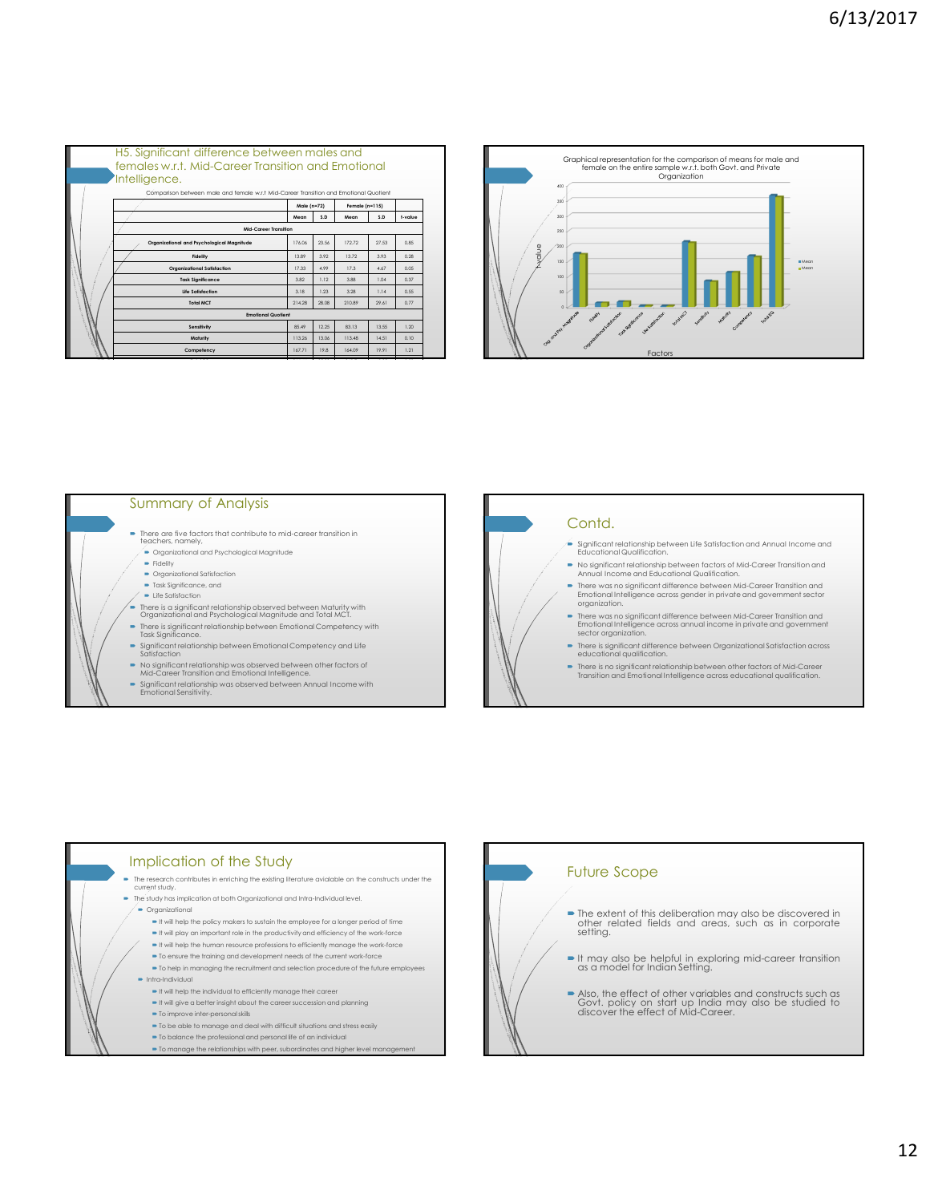## H5. Significant difference between males and females w.r.t. Mid-Career Transition and Emotional Intelligence.

Comparison between male and female w.r.t Mid-Career Transition and Emotional Quotient

| | Male (n=72) | | Female (n=115) | | |
|---|---|---|---|---|---|
| | Mean | S.D | Mean | S.D | t-value |
| **Mid-Career Transition** | | | | | |
| Organizational and Psychological Magnitude | 176.06 | 23.56 | 172.72 | 27.53 | 0.85 |
| Fidelity | 13.89 | 3.92 | 13.72 | 3.93 | 0.28 |
| Organizational Satisfaction | 17.33 | 4.99 | 17.3 | 4.67 | 0.05 |
| Task Significance | 3.82 | 1.12 | 3.88 | 1.04 | 0.37 |
| Life Satisfaction | 3.18 | 1.23 | 3.28 | 1.14 | 0.55 |
| Total MCT | 214.28 | 28.08 | 210.89 | 29.61 | 0.77 |
| **Emotional Quotient** | | | | | |
| Sensitivity | 85.49 | 12.25 | 83.13 | 13.55 | 1.20 |
| Maturity | 113.26 | 13.06 | 113.48 | 14.51 | 0.10 |
| Competency | 167.71 | 19.8 | 164.09 | 19.91 | 1.21 |

Graphical representation for the comparison of means for male and female on the entire sample w.r.t. both Govt. and Private Organization

## Summary of Analysis

- There are five factors that contribute to mid-career transition in teachers, namely,
  - Organizational and Psychological Magnitude
  - Fidelity
  - Organizational Satisfaction
  - Task Significance, and
  - Life Satisfaction
- There is a significant relationship observed between Maturity with Organizational and Psychological Magnitude and Total MCT.
- There is significant relationship between Emotional Competency with Task Significance.
- Significant relationship between Emotional Competency and Life Satisfaction
- No significant relationship was observed between other factors of Mid-Career Transition and Emotional Intelligence.
- Significant relationship was observed between Annual Income with Emotional Sensitivity.

## Contd.

- Significant relationship between Life Satisfaction and Annual Income and Educational Qualification.
- No significant relationship between factors of Mid-Career Transition and Annual Income and Educational Qualification.
- There was no significant difference between Mid-Career Transition and Emotional Intelligence across gender in private and government sector organization.
- There was no significant difference between Mid-Career Transition and Emotional Intelligence across annual income in private and government sector organization.
- There is significant difference between Organizational Satisfaction across educational qualification.
- There is no significant relationship between other factors of Mid-Career Transition and Emotional Intelligence across educational qualification.

## Implication of the Study

- The research contributes in enriching the existing literature available on the constructs under the current study.
- The study has implication at both Organizational and Intra-Individual level.
  - Organizational
    - It will help the policy makers to sustain the employee for a longer period of time
    - It will play an important role in the productivity and efficiency of the work-force
    - It will help the human resource professions to efficiently manage the work-force
    - To ensure the training and development needs of the current work-force
    - To help in managing the recruitment and selection procedure of the future employees
  - Intra-Individual
    - It will help the individual to efficiently manage their career
    - It will give a better insight about the career succession and planning
    - To improve inter-personal skills
    - To be able to manage and deal with difficult situations and stress easily
    - To balance the professional and personal life of an individual
    - To manage the relationships with peer, subordinates and higher level management

## Future Scope

- The extent of this deliberation may also be discovered in other related fields and areas, such as in corporate setting.
- It may also be helpful in exploring mid-career transition as a model for Indian Setting.
- Also, the effect of other variables and constructs such as Govt. policy on start up India may also be studied to discover the effect of Mid-Career.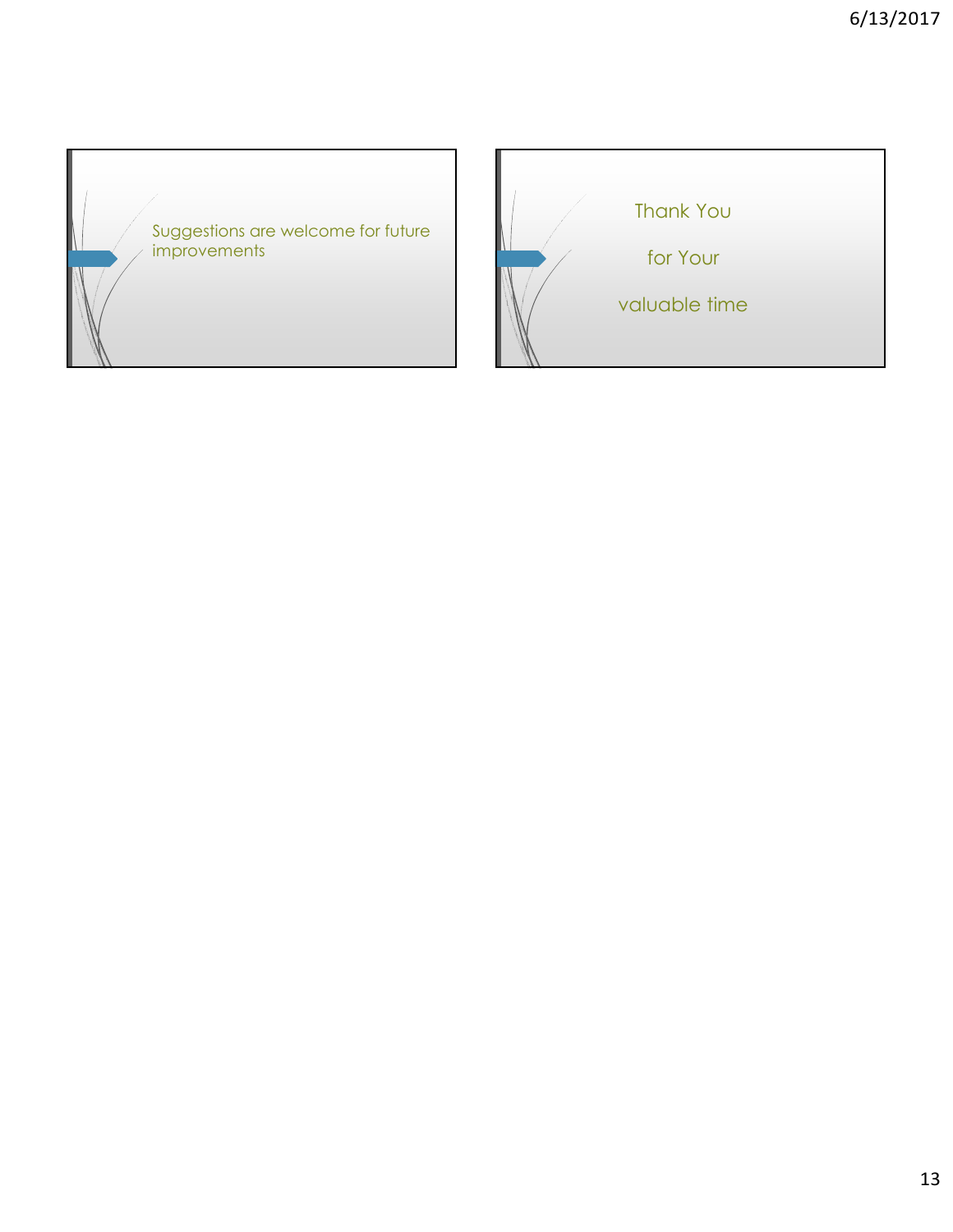Suggestions are welcome for future improvements

Thank You

for Your

valuable time